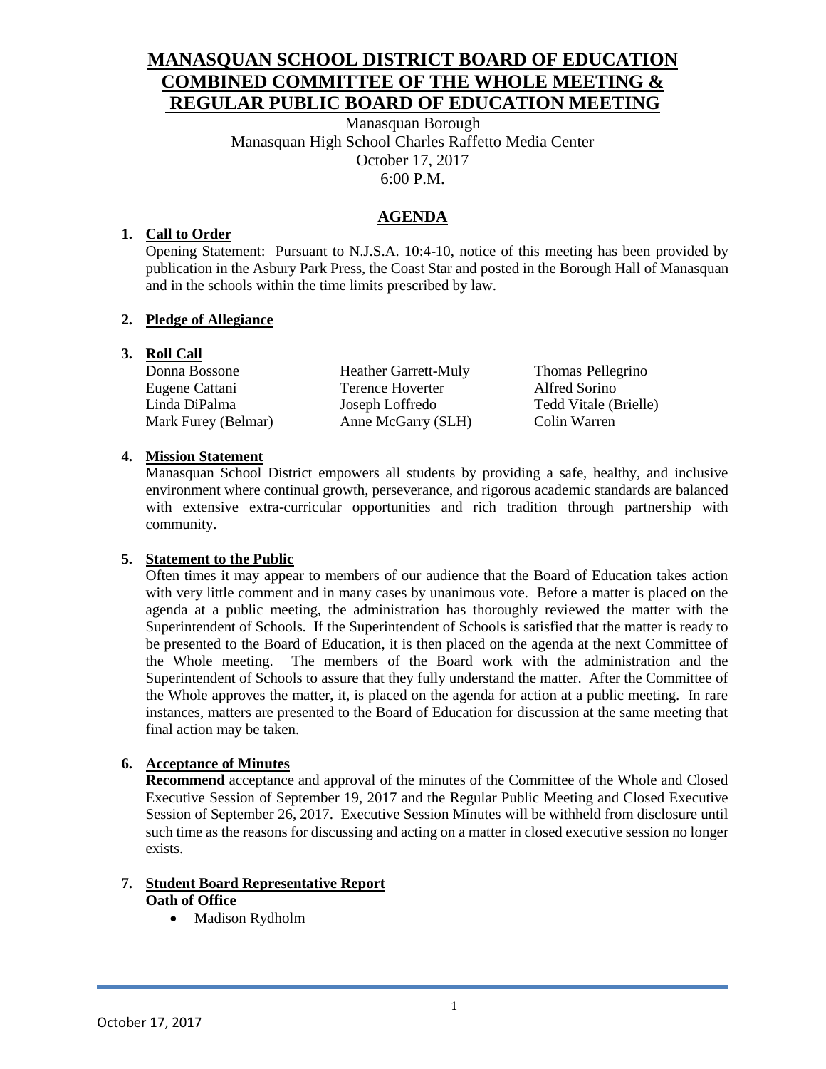# MANASQUAN SCHOOL DISTRICT BOARD OF EDUCATION COMBINED COMMITTEE OF THE WHOLE MEETING & REGULAR PUBLIC BOARD OF EDUCATION MEETING

Manasquan Borough
Manasquan High School Charles Raffetto Media Center
October 17, 2017
6:00 P.M.

## AGENDA

**1. Call to Order**

Opening Statement: Pursuant to N.J.S.A. 10:4-10, notice of this meeting has been provided by publication in the Asbury Park Press, the Coast Star and posted in the Borough Hall of Manasquan and in the schools within the time limits prescribed by law.

**2. Pledge of Allegiance**

**3. Roll Call**

| | | |
|---|---|---|
| Donna Bossone | Heather Garrett-Muly | Thomas Pellegrino |
| Eugene Cattani | Terence Hoverter | Alfred Sorino |
| Linda DiPalma | Joseph Loffredo | Tedd Vitale (Brielle) |
| Mark Furey (Belmar) | Anne McGarry (SLH) | Colin Warren |

**4. Mission Statement**

Manasquan School District empowers all students by providing a safe, healthy, and inclusive environment where continual growth, perseverance, and rigorous academic standards are balanced with extensive extra-curricular opportunities and rich tradition through partnership with community.

**5. Statement to the Public**

Often times it may appear to members of our audience that the Board of Education takes action with very little comment and in many cases by unanimous vote. Before a matter is placed on the agenda at a public meeting, the administration has thoroughly reviewed the matter with the Superintendent of Schools. If the Superintendent of Schools is satisfied that the matter is ready to be presented to the Board of Education, it is then placed on the agenda at the next Committee of the Whole meeting. The members of the Board work with the administration and the Superintendent of Schools to assure that they fully understand the matter. After the Committee of the Whole approves the matter, it, is placed on the agenda for action at a public meeting. In rare instances, matters are presented to the Board of Education for discussion at the same meeting that final action may be taken.

**6. Acceptance of Minutes**

**Recommend** acceptance and approval of the minutes of the Committee of the Whole and Closed Executive Session of September 19, 2017 and the Regular Public Meeting and Closed Executive Session of September 26, 2017. Executive Session Minutes will be withheld from disclosure until such time as the reasons for discussing and acting on a matter in closed executive session no longer exists.

**7. Student Board Representative Report**

**Oath of Office**

- Madison Rydholm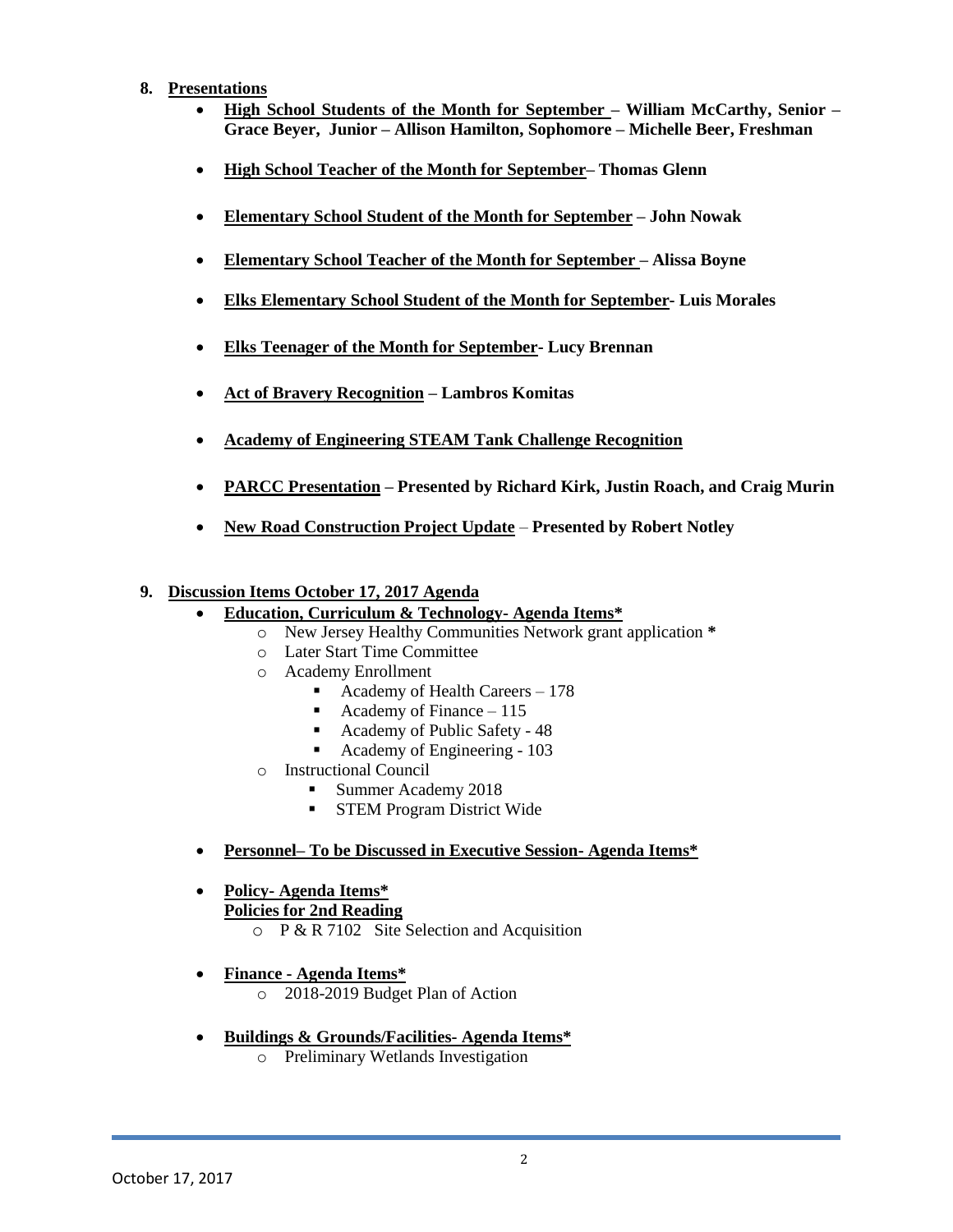8. **Presentations**
    - **High School Students of the Month for September – William McCarthy, Senior – Grace Beyer, Junior – Allison Hamilton, Sophomore – Michelle Beer, Freshman**
    - **High School Teacher of the Month for September– Thomas Glenn**
    - **Elementary School Student of the Month for September – John Nowak**
    - **Elementary School Teacher of the Month for September – Alissa Boyne**
    - **Elks Elementary School Student of the Month for September- Luis Morales**
    - **Elks Teenager of the Month for September- Lucy Brennan**
    - **Act of Bravery Recognition – Lambros Komitas**
    - **Academy of Engineering STEAM Tank Challenge Recognition**
    - **PARCC Presentation – Presented by Richard Kirk, Justin Roach, and Craig Murin**
    - **New Road Construction Project Update – Presented by Robert Notley**

9. **Discussion Items October 17, 2017 Agenda**
    - **Education, Curriculum & Technology- Agenda Items***
        - New Jersey Healthy Communities Network grant application *
        - Later Start Time Committee
        - Academy Enrollment
            - Academy of Health Careers – 178
            - Academy of Finance – 115
            - Academy of Public Safety - 48
            - Academy of Engineering - 103
        - Instructional Council
            - Summer Academy 2018
            - STEM Program District Wide
    - **Personnel– To be Discussed in Executive Session- Agenda Items***
    - **Policy- Agenda Items***
      **Policies for 2nd Reading**
        - P & R 7102 Site Selection and Acquisition
    - **Finance - Agenda Items***
        - 2018-2019 Budget Plan of Action
    - **Buildings & Grounds/Facilities- Agenda Items***
        - Preliminary Wetlands Investigation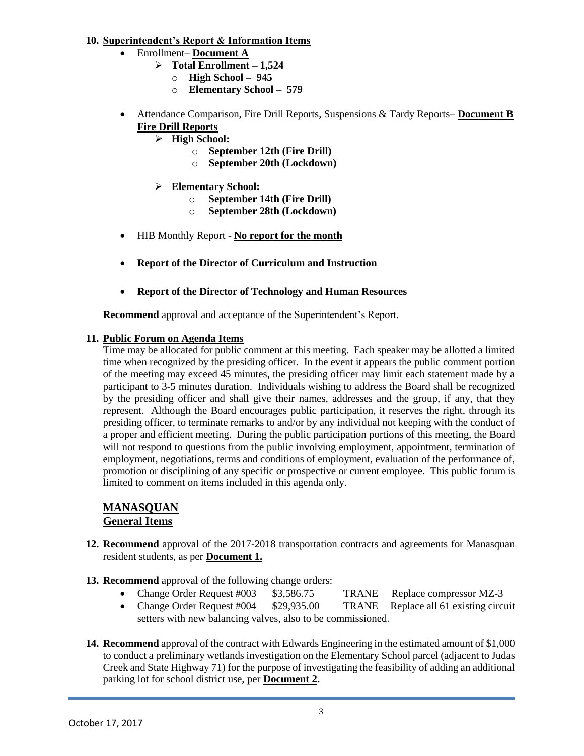**10. Superintendent's Report & Information Items**

- Enrollment– **Document A**
  - **Total Enrollment – 1,524**
    - **High School – 945**
    - **Elementary School – 579**

- Attendance Comparison, Fire Drill Reports, Suspensions & Tardy Reports– **Document B**
  **Fire Drill Reports**
  - **High School:**
    - **September 12th (Fire Drill)**
    - **September 20th (Lockdown)**
  - **Elementary School:**
    - **September 14th (Fire Drill)**
    - **September 28th (Lockdown)**

- HIB Monthly Report - **No report for the month**

- **Report of the Director of Curriculum and Instruction**

- **Report of the Director of Technology and Human Resources**

**Recommend** approval and acceptance of the Superintendent's Report.

**11. Public Forum on Agenda Items**

Time may be allocated for public comment at this meeting. Each speaker may be allotted a limited time when recognized by the presiding officer. In the event it appears the public comment portion of the meeting may exceed 45 minutes, the presiding officer may limit each statement made by a participant to 3-5 minutes duration. Individuals wishing to address the Board shall be recognized by the presiding officer and shall give their names, addresses and the group, if any, that they represent. Although the Board encourages public participation, it reserves the right, through its presiding officer, to terminate remarks to and/or by any individual not keeping with the conduct of a proper and efficient meeting. During the public participation portions of this meeting, the Board will not respond to questions from the public involving employment, appointment, termination of employment, negotiations, terms and conditions of employment, evaluation of the performance of, promotion or disciplining of any specific or prospective or current employee. This public forum is limited to comment on items included in this agenda only.

## MANASQUAN

### General Items

**12. Recommend** approval of the 2017-2018 transportation contracts and agreements for Manasquan resident students, as per **Document 1.**

**13. Recommend** approval of the following change orders:

- Change Order Request #003 $3,586.75 TRANE Replace compressor MZ-3
- Change Order Request #004 $29,935.00 TRANE Replace all 61 existing circuit setters with new balancing valves, also to be commissioned.

**14. Recommend** approval of the contract with Edwards Engineering in the estimated amount of $1,000 to conduct a preliminary wetlands investigation on the Elementary School parcel (adjacent to Judas Creek and State Highway 71) for the purpose of investigating the feasibility of adding an additional parking lot for school district use, per **Document 2.**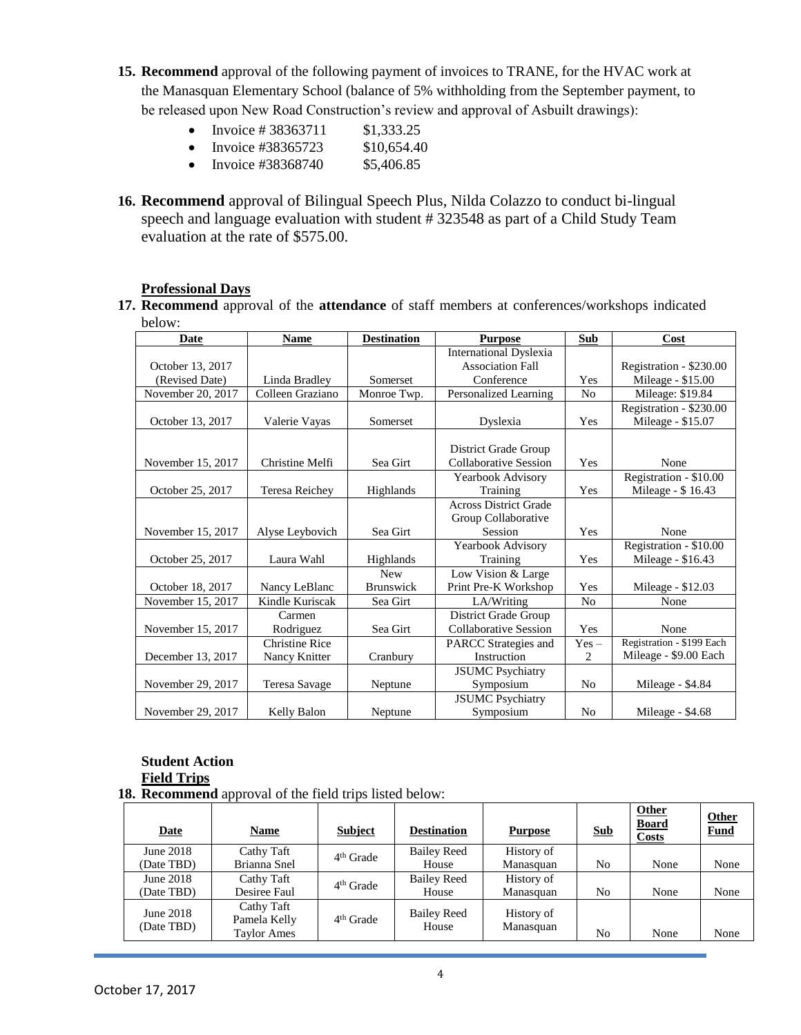15. **Recommend** approval of the following payment of invoices to TRANE, for the HVAC work at the Manasquan Elementary School (balance of 5% withholding from the September payment, to be released upon New Road Construction's review and approval of Asbuilt drawings):

   - Invoice # 38363711 $1,333.25
   - Invoice #38365723 $10,654.40
   - Invoice #38368740 $5,406.85

16. **Recommend** approval of Bilingual Speech Plus, Nilda Colazzo to conduct bi-lingual speech and language evaluation with student # 323548 as part of a Child Study Team evaluation at the rate of $575.00.

**Professional Days**

17. **Recommend** approval of the **attendance** of staff members at conferences/workshops indicated below:

| Date | Name | Destination | Purpose | Sub | Cost |
|---|---|---|---|---|---|
| October 13, 2017 (Revised Date) | Linda Bradley | Somerset | International Dyslexia Association Fall Conference | Yes | Registration - $230.00 Mileage - $15.00 |
| November 20, 2017 | Colleen Graziano | Monroe Twp. | Personalized Learning | No | Mileage: $19.84 |
| October 13, 2017 | Valerie Vayas | Somerset | Dyslexia | Yes | Registration - $230.00 Mileage - $15.07 |
| November 15, 2017 | Christine Melfi | Sea Girt | District Grade Group Collaborative Session | Yes | None |
| October 25, 2017 | Teresa Reichey | Highlands | Yearbook Advisory Training | Yes | Registration - $10.00 Mileage - $ 16.43 |
| November 15, 2017 | Alyse Leybovich | Sea Girt | Across District Grade Group Collaborative Session | Yes | None |
| October 25, 2017 | Laura Wahl | Highlands | Yearbook Advisory Training | Yes | Registration - $10.00 Mileage - $16.43 |
| October 18, 2017 | Nancy LeBlanc | New Brunswick | Low Vision & Large Print Pre-K Workshop | Yes | Mileage - $12.03 |
| November 15, 2017 | Kindle Kuriscak | Sea Girt | LA/Writing | No | None |
| November 15, 2017 | Carmen Rodriguez | Sea Girt | District Grade Group Collaborative Session | Yes | None |
| December 13, 2017 | Christine Rice Nancy Knitter | Cranbury | PARCC Strategies and Instruction | Yes – 2 | Registration - $199 Each Mileage - $9.00 Each |
| November 29, 2017 | Teresa Savage | Neptune | JSUMC Psychiatry Symposium | No | Mileage - $4.84 |
| November 29, 2017 | Kelly Balon | Neptune | JSUMC Psychiatry Symposium | No | Mileage - $4.68 |

**Student Action**

**Field Trips**

18. **Recommend** approval of the field trips listed below:

| Date | Name | Subject | Destination | Purpose | Sub | Other Board Costs | Other Fund |
|---|---|---|---|---|---|---|---|
| June 2018 (Date TBD) | Cathy Taft Brianna Snel | 4th Grade | Bailey Reed House | History of Manasquan | No | None | None |
| June 2018 (Date TBD) | Cathy Taft Desiree Faul | 4th Grade | Bailey Reed House | History of Manasquan | No | None | None |
| June 2018 (Date TBD) | Cathy Taft Pamela Kelly Taylor Ames | 4th Grade | Bailey Reed House | History of Manasquan | No | None | None |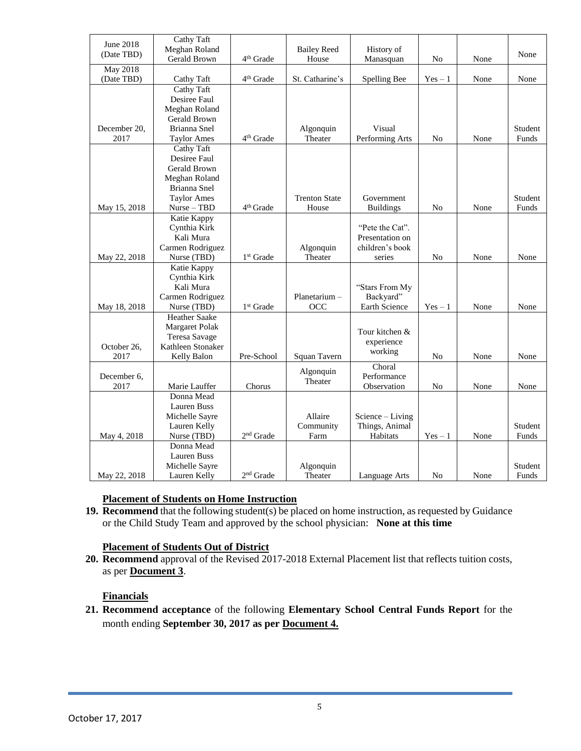| June 2018 (Date TBD) | Cathy Taft Meghan Roland Gerald Brown | 4th Grade | Bailey Reed House | History of Manasquan | No | None | None |
|---|---|---|---|---|---|---|---|
| May 2018 (Date TBD) | Cathy Taft | 4th Grade | St. Catharine's | Spelling Bee | Yes – 1 | None | None |
| December 20, 2017 | Cathy Taft Desiree Faul Meghan Roland Gerald Brown Brianna Snel Taylor Ames | 4th Grade | Algonquin Theater | Visual Performing Arts | No | None | Student Funds |
| May 15, 2018 | Cathy Taft Desiree Faul Gerald Brown Meghan Roland Brianna Snel Taylor Ames Nurse – TBD | 4th Grade | Trenton State House | Government Buildings | No | None | Student Funds |
| May 22, 2018 | Katie Kappy Cynthia Kirk Kali Mura Carmen Rodriguez Nurse (TBD) | 1st Grade | Algonquin Theater | "Pete the Cat". Presentation on children's book series | No | None | None |
| May 18, 2018 | Katie Kappy Cynthia Kirk Kali Mura Carmen Rodriguez Nurse (TBD) | 1st Grade | Planetarium – OCC | "Stars From My Backyard" Earth Science | Yes – 1 | None | None |
| October 26, 2017 | Heather Saake Margaret Polak Teresa Savage Kathleen Stonaker Kelly Balon | Pre-School | Squan Tavern | Tour kitchen & experience working | No | None | None |
| December 6, 2017 | Marie Lauffer | Chorus | Algonquin Theater | Choral Performance Observation | No | None | None |
| May 4, 2018 | Donna Mead Lauren Buss Michelle Sayre Lauren Kelly Nurse (TBD) | 2nd Grade | Allaire Community Farm | Science – Living Things, Animal Habitats | Yes – 1 | None | Student Funds |
| May 22, 2018 | Donna Mead Lauren Buss Michelle Sayre Lauren Kelly | 2nd Grade | Algonquin Theater | Language Arts | No | None | Student Funds |

**Placement of Students on Home Instruction**

19. **Recommend** that the following student(s) be placed on home instruction, as requested by Guidance or the Child Study Team and approved by the school physician: **None at this time**

**Placement of Students Out of District**

20. **Recommend** approval of the Revised 2017-2018 External Placement list that reflects tuition costs, as per **Document 3**.

**Financials**

21. **Recommend acceptance** of the following **Elementary School Central Funds Report** for the month ending **September 30, 2017 as per Document 4.**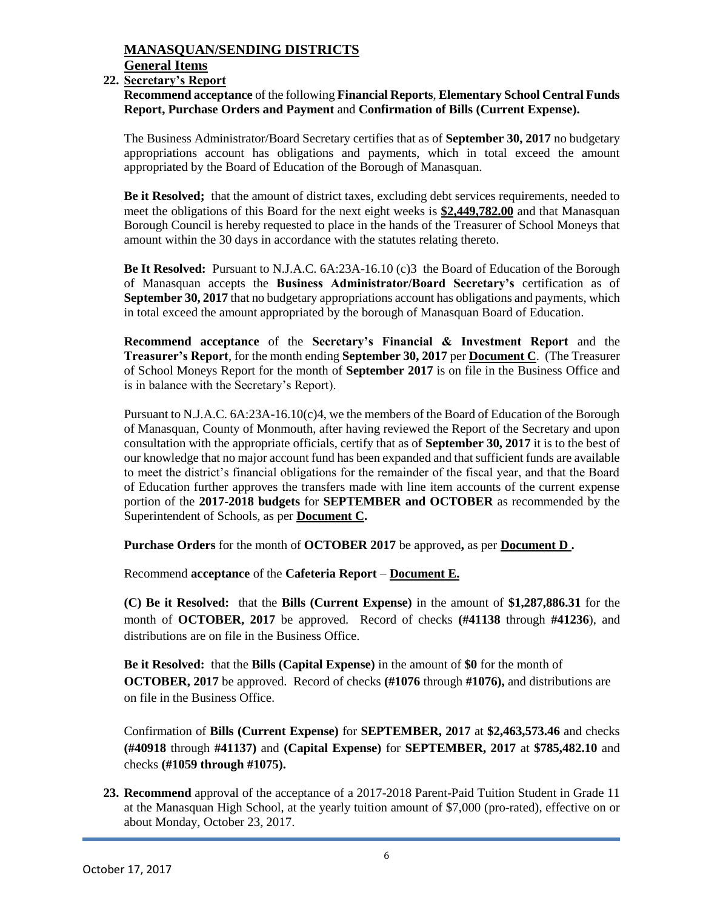## MANASQUAN/SENDING DISTRICTS

### General Items

**22. Secretary's Report**

**Recommend acceptance** of the following **Financial Reports**, **Elementary School Central Funds Report, Purchase Orders and Payment** and **Confirmation of Bills (Current Expense).**

The Business Administrator/Board Secretary certifies that as of **September 30, 2017** no budgetary appropriations account has obligations and payments, which in total exceed the amount appropriated by the Board of Education of the Borough of Manasquan.

**Be it Resolved;** that the amount of district taxes, excluding debt services requirements, needed to meet the obligations of this Board for the next eight weeks is **$2,449,782.00** and that Manasquan Borough Council is hereby requested to place in the hands of the Treasurer of School Moneys that amount within the 30 days in accordance with the statutes relating thereto.

**Be It Resolved:** Pursuant to N.J.A.C. 6A:23A-16.10 (c)3 the Board of Education of the Borough of Manasquan accepts the **Business Administrator/Board Secretary's** certification as of **September 30, 2017** that no budgetary appropriations account has obligations and payments, which in total exceed the amount appropriated by the borough of Manasquan Board of Education.

**Recommend acceptance** of the **Secretary's Financial & Investment Report** and the **Treasurer's Report**, for the month ending **September 30, 2017** per **Document C**. (The Treasurer of School Moneys Report for the month of **September 2017** is on file in the Business Office and is in balance with the Secretary's Report).

Pursuant to N.J.A.C. 6A:23A-16.10(c)4, we the members of the Board of Education of the Borough of Manasquan, County of Monmouth, after having reviewed the Report of the Secretary and upon consultation with the appropriate officials, certify that as of **September 30, 2017** it is to the best of our knowledge that no major account fund has been expanded and that sufficient funds are available to meet the district's financial obligations for the remainder of the fiscal year, and that the Board of Education further approves the transfers made with line item accounts of the current expense portion of the **2017-2018 budgets** for **SEPTEMBER and OCTOBER** as recommended by the Superintendent of Schools, as per **Document C.**

**Purchase Orders** for the month of **OCTOBER 2017** be approved**,** as per **Document D .**

Recommend **acceptance** of the **Cafeteria Report** – **Document E.**

**(C) Be it Resolved:** that the **Bills (Current Expense)** in the amount of **$1,287,886.31** for the month of **OCTOBER, 2017** be approved. Record of checks **(#41138** through **#41236**), and distributions are on file in the Business Office.

**Be it Resolved:** that the **Bills (Capital Expense)** in the amount of **$0** for the month of **OCTOBER, 2017** be approved. Record of checks **(#1076** through **#1076),** and distributions are on file in the Business Office.

Confirmation of **Bills (Current Expense)** for **SEPTEMBER, 2017** at **$2,463,573.46** and checks **(#40918** through **#41137)** and **(Capital Expense)** for **SEPTEMBER, 2017** at **$785,482.10** and checks **(#1059 through #1075).**

**23. Recommend** approval of the acceptance of a 2017-2018 Parent-Paid Tuition Student in Grade 11 at the Manasquan High School, at the yearly tuition amount of $7,000 (pro-rated), effective on or about Monday, October 23, 2017.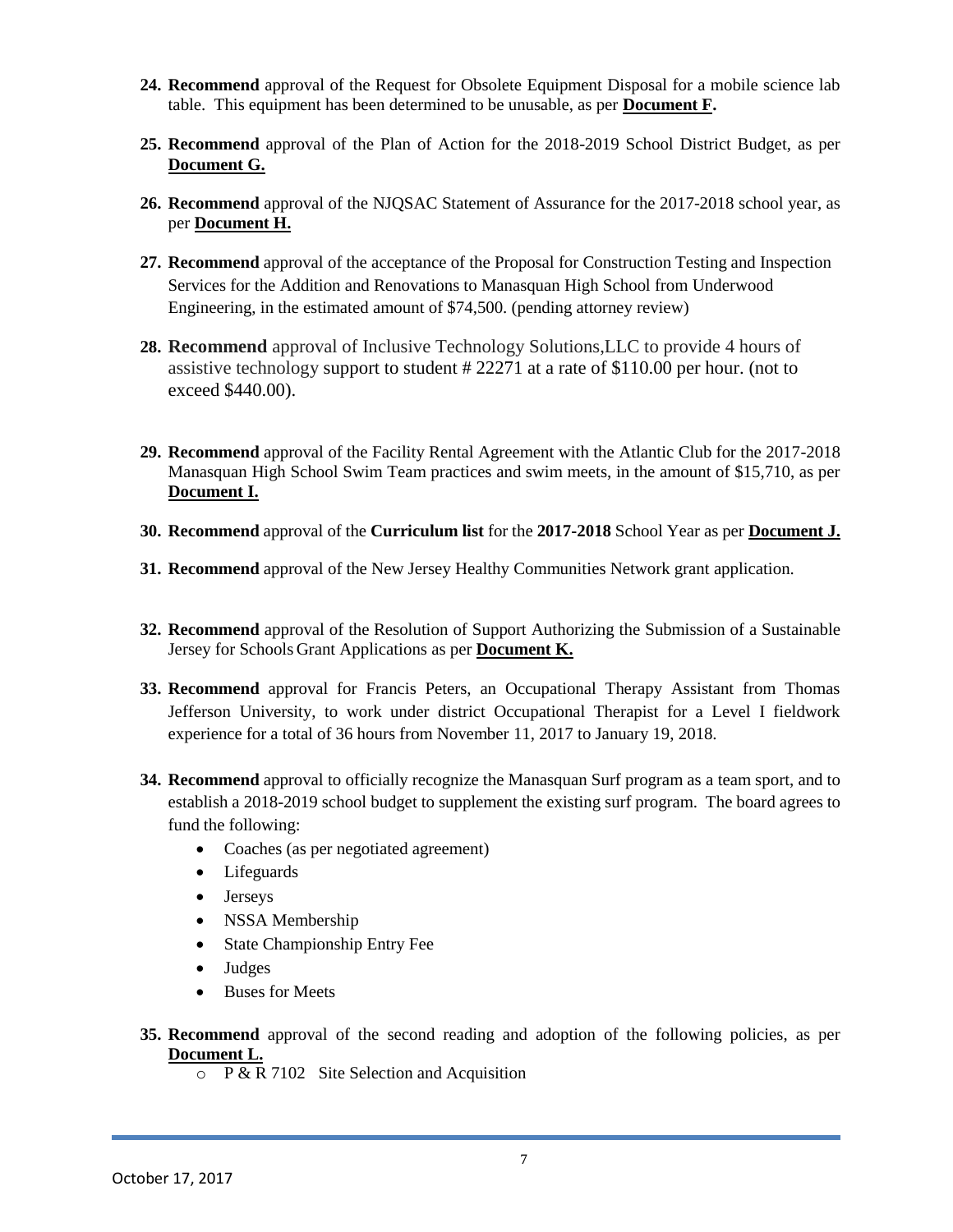24. **Recommend** approval of the Request for Obsolete Equipment Disposal for a mobile science lab table. This equipment has been determined to be unusable, as per **Document F.**

25. **Recommend** approval of the Plan of Action for the 2018-2019 School District Budget, as per **Document G.**

26. **Recommend** approval of the NJQSAC Statement of Assurance for the 2017-2018 school year, as per **Document H.**

27. **Recommend** approval of the acceptance of the Proposal for Construction Testing and Inspection Services for the Addition and Renovations to Manasquan High School from Underwood Engineering, in the estimated amount of $74,500. (pending attorney review)

28. **Recommend** approval of Inclusive Technology Solutions,LLC to provide 4 hours of assistive technology support to student # 22271 at a rate of $110.00 per hour. (not to exceed $440.00).

29. **Recommend** approval of the Facility Rental Agreement with the Atlantic Club for the 2017-2018 Manasquan High School Swim Team practices and swim meets, in the amount of $15,710, as per **Document I.**

30. **Recommend** approval of the **Curriculum list** for the **2017-2018** School Year as per **Document J.**

31. **Recommend** approval of the New Jersey Healthy Communities Network grant application.

32. **Recommend** approval of the Resolution of Support Authorizing the Submission of a Sustainable Jersey for Schools Grant Applications as per **Document K.**

33. **Recommend** approval for Francis Peters, an Occupational Therapy Assistant from Thomas Jefferson University, to work under district Occupational Therapist for a Level I fieldwork experience for a total of 36 hours from November 11, 2017 to January 19, 2018.

34. **Recommend** approval to officially recognize the Manasquan Surf program as a team sport, and to establish a 2018-2019 school budget to supplement the existing surf program. The board agrees to fund the following:
    - Coaches (as per negotiated agreement)
    - Lifeguards
    - Jerseys
    - NSSA Membership
    - State Championship Entry Fee
    - Judges
    - Buses for Meets

35. **Recommend** approval of the second reading and adoption of the following policies, as per **Document L.**
    - P & R 7102 Site Selection and Acquisition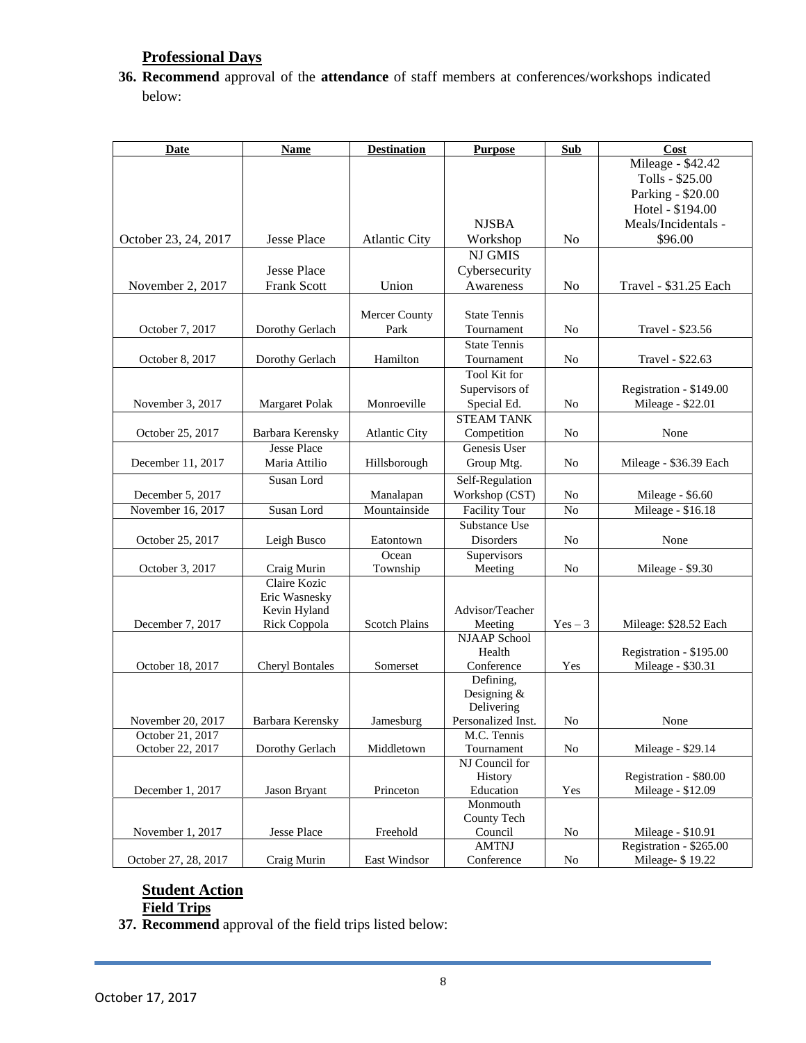## Professional Days

**36. Recommend** approval of the **attendance** of staff members at conferences/workshops indicated below:

| Date | Name | Destination | Purpose | Sub | Cost |
|---|---|---|---|---|---|
| October 23, 24, 2017 | Jesse Place | Atlantic City | NJSBA Workshop | No | Mileage - $42.42<br>Tolls - $25.00<br>Parking - $20.00<br>Hotel - $194.00<br>Meals/Incidentals - $96.00 |
| November 2, 2017 | Jesse Place<br>Frank Scott | Union | NJ GMIS Cybersecurity Awareness | No | Travel - $31.25 Each |
| October 7, 2017 | Dorothy Gerlach | Mercer County Park | State Tennis Tournament | No | Travel - $23.56 |
| October 8, 2017 | Dorothy Gerlach | Hamilton | State Tennis Tournament | No | Travel - $22.63 |
| November 3, 2017 | Margaret Polak | Monroeville | Tool Kit for Supervisors of Special Ed. | No | Registration - $149.00<br>Mileage - $22.01 |
| October 25, 2017 | Barbara Kerensky | Atlantic City | STEAM TANK Competition | No | None |
| December 11, 2017 | Jesse Place<br>Maria Attilio | Hillsborough | Genesis User Group Mtg. | No | Mileage - $36.39 Each |
| December 5, 2017 | Susan Lord | Manalapan | Self-Regulation Workshop (CST) | No | Mileage - $6.60 |
| November 16, 2017 | Susan Lord | Mountainside | Facility Tour | No | Mileage - $16.18 |
| October 25, 2017 | Leigh Busco | Eatontown | Substance Use Disorders | No | None |
| October 3, 2017 | Craig Murin | Ocean Township | Supervisors Meeting | No | Mileage - $9.30 |
| December 7, 2017 | Claire Kozic<br>Eric Wasnesky<br>Kevin Hyland<br>Rick Coppola | Scotch Plains | Advisor/Teacher Meeting | Yes – 3 | Mileage: $28.52 Each |
| October 18, 2017 | Cheryl Bontales | Somerset | NJAAP School Health Conference | Yes | Registration - $195.00<br>Mileage - $30.31 |
| November 20, 2017 | Barbara Kerensky | Jamesburg | Defining, Designing & Delivering Personalized Inst. | No | None |
| October 21, 2017<br>October 22, 2017 | Dorothy Gerlach | Middletown | M.C. Tennis Tournament | No | Mileage - $29.14 |
| December 1, 2017 | Jason Bryant | Princeton | NJ Council for History Education | Yes | Registration - $80.00<br>Mileage - $12.09 |
| November 1, 2017 | Jesse Place | Freehold | Monmouth County Tech Council | No | Mileage - $10.91 |
| October 27, 28, 2017 | Craig Murin | East Windsor | AMTNJ Conference | No | Registration - $265.00<br>Mileage- $ 19.22 |

## Student Action

### Field Trips

**37. Recommend** approval of the field trips listed below: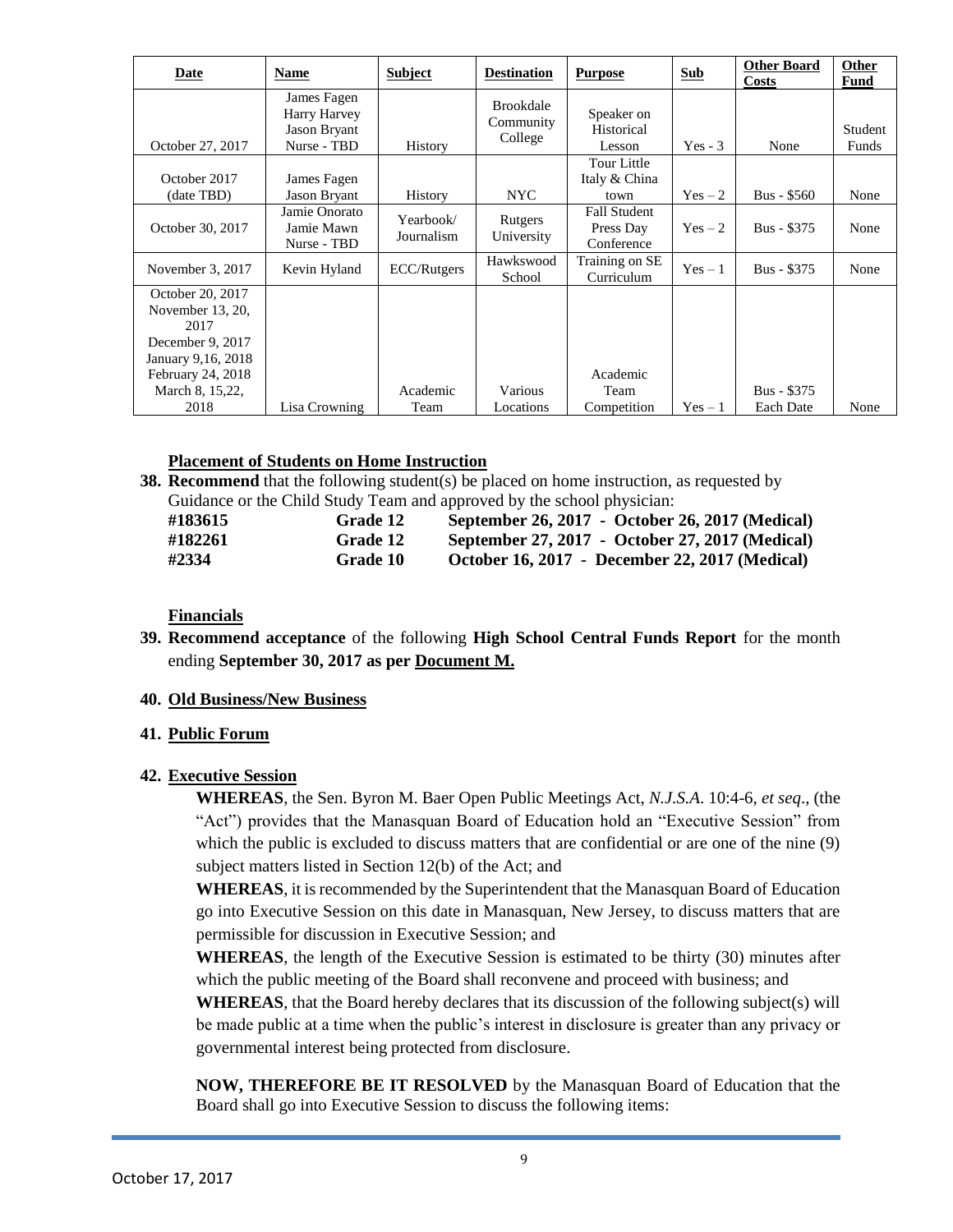| Date | Name | Subject | Destination | Purpose | Sub | Other Board Costs | Other Fund |
|---|---|---|---|---|---|---|---|
| October 27, 2017 | James Fagen<br>Harry Harvey<br>Jason Bryant<br>Nurse - TBD | History | Brookdale Community College | Speaker on Historical Lesson | Yes - 3 | None | Student Funds |
| October 2017 (date TBD) | James Fagen<br>Jason Bryant | History | NYC | Tour Little Italy & China town | Yes – 2 | Bus - $560 | None |
| October 30, 2017 | Jamie Onorato<br>Jamie Mawn<br>Nurse - TBD | Yearbook/ Journalism | Rutgers University | Fall Student Press Day Conference | Yes – 2 | Bus - $375 | None |
| November 3, 2017 | Kevin Hyland | ECC/Rutgers | Hawkswood School | Training on SE Curriculum | Yes – 1 | Bus - $375 | None |
| October 20, 2017<br>November 13, 20, 2017<br>December 9, 2017<br>January 9,16, 2018<br>February 24, 2018<br>March 8, 15,22, 2018 | Lisa Crowning | Academic Team | Various Locations | Academic Team Competition | Yes – 1 | Bus - $375 Each Date | None |

**Placement of Students on Home Instruction**

**38. Recommend** that the following student(s) be placed on home instruction, as requested by Guidance or the Child Study Team and approved by the school physician:

| | | |
|---|---|---|
| **#183615** | **Grade 12** | **September 26, 2017 - October 26, 2017 (Medical)** |
| **#182261** | **Grade 12** | **September 27, 2017 - October 27, 2017 (Medical)** |
| **#2334** | **Grade 10** | **October 16, 2017 - December 22, 2017 (Medical)** |

**Financials**

**39. Recommend acceptance** of the following **High School Central Funds Report** for the month ending **September 30, 2017 as per Document M.**

**40. Old Business/New Business**

**41. Public Forum**

**42. Executive Session**

**WHEREAS**, the Sen. Byron M. Baer Open Public Meetings Act, *N.J.S.A.* 10:4-6, *et seq*., (the "Act") provides that the Manasquan Board of Education hold an "Executive Session" from which the public is excluded to discuss matters that are confidential or are one of the nine (9) subject matters listed in Section 12(b) of the Act; and

**WHEREAS**, it is recommended by the Superintendent that the Manasquan Board of Education go into Executive Session on this date in Manasquan, New Jersey, to discuss matters that are permissible for discussion in Executive Session; and

**WHEREAS**, the length of the Executive Session is estimated to be thirty (30) minutes after which the public meeting of the Board shall reconvene and proceed with business; and

**WHEREAS**, that the Board hereby declares that its discussion of the following subject(s) will be made public at a time when the public's interest in disclosure is greater than any privacy or governmental interest being protected from disclosure.

**NOW, THEREFORE BE IT RESOLVED** by the Manasquan Board of Education that the Board shall go into Executive Session to discuss the following items: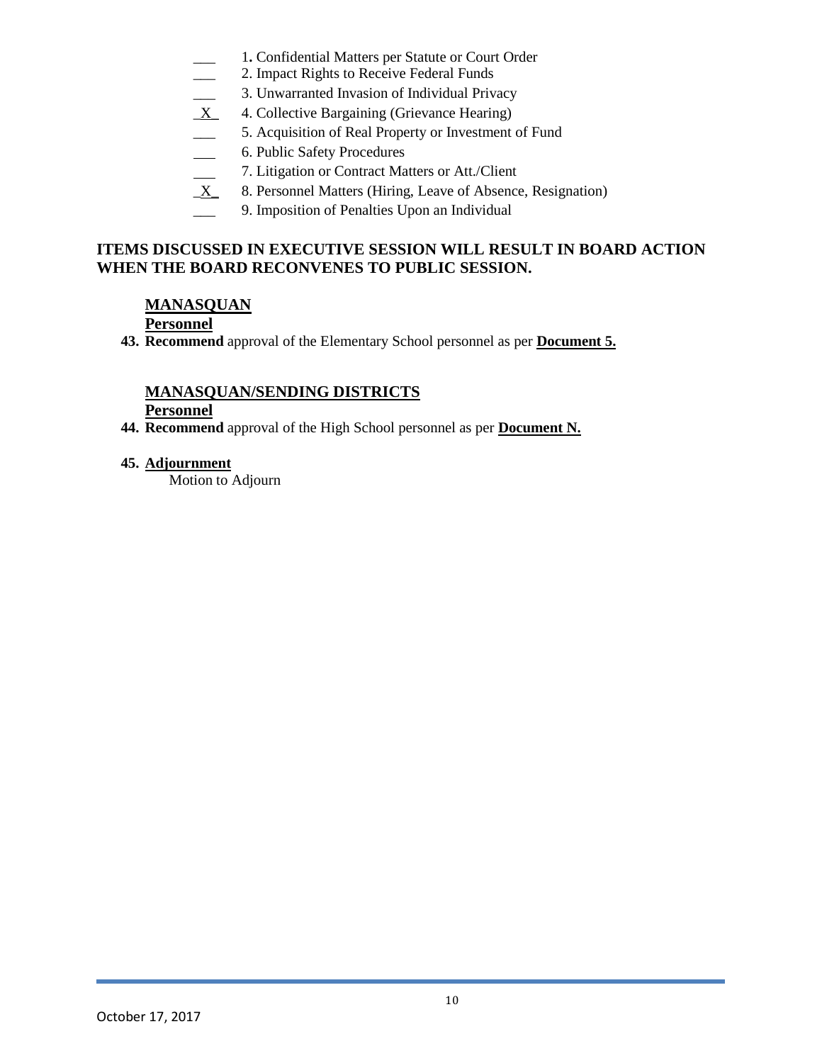___ 1. Confidential Matters per Statute or Court Order
___ 2. Impact Rights to Receive Federal Funds
___ 3. Unwarranted Invasion of Individual Privacy
_X_ 4. Collective Bargaining (Grievance Hearing)
___ 5. Acquisition of Real Property or Investment of Fund
___ 6. Public Safety Procedures
___ 7. Litigation or Contract Matters or Att./Client
_X_ 8. Personnel Matters (Hiring, Leave of Absence, Resignation)
___ 9. Imposition of Penalties Upon an Individual

**ITEMS DISCUSSED IN EXECUTIVE SESSION WILL RESULT IN BOARD ACTION WHEN THE BOARD RECONVENES TO PUBLIC SESSION.**

**MANASQUAN**

**Personnel**

43. **Recommend** approval of the Elementary School personnel as per **Document 5.**

**MANASQUAN/SENDING DISTRICTS**

**Personnel**

44. **Recommend** approval of the High School personnel as per **Document N.**

45. **Adjournment**

    Motion to Adjourn

October 17, 2017